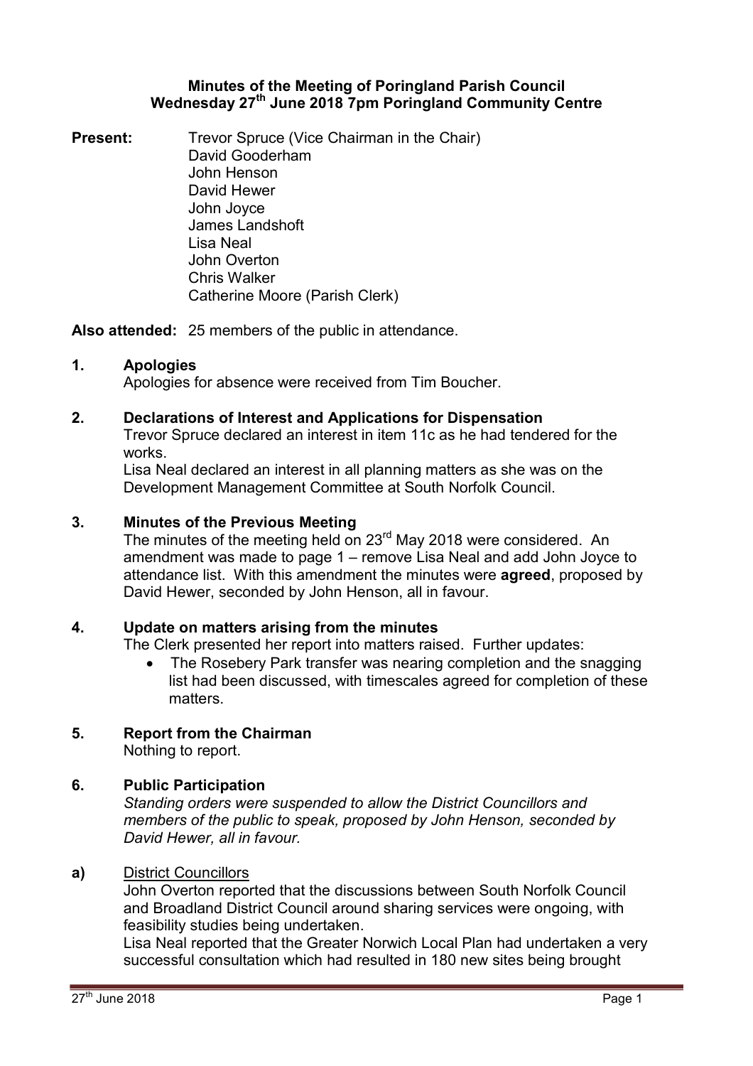# Minutes of the Meeting of Poringland Parish Council
## Wednesday 27th June 2018 7pm Poringland Community Centre

**Present:** Trevor Spruce (Vice Chairman in the Chair)
David Gooderham
John Henson
David Hewer
John Joyce
James Landshoft
Lisa Neal
John Overton
Chris Walker
Catherine Moore (Parish Clerk)

**Also attended:** 25 members of the public in attendance.

**1. Apologies**

Apologies for absence were received from Tim Boucher.

**2. Declarations of Interest and Applications for Dispensation**

Trevor Spruce declared an interest in item 11c as he had tendered for the works.

Lisa Neal declared an interest in all planning matters as she was on the Development Management Committee at South Norfolk Council.

**3. Minutes of the Previous Meeting**

The minutes of the meeting held on 23rd May 2018 were considered. An amendment was made to page 1 – remove Lisa Neal and add John Joyce to attendance list. With this amendment the minutes were **agreed**, proposed by David Hewer, seconded by John Henson, all in favour.

**4. Update on matters arising from the minutes**

The Clerk presented her report into matters raised. Further updates:

- The Rosebery Park transfer was nearing completion and the snagging list had been discussed, with timescales agreed for completion of these matters.

**5. Report from the Chairman**

Nothing to report.

**6. Public Participation**

*Standing orders were suspended to allow the District Councillors and members of the public to speak, proposed by John Henson, seconded by David Hewer, all in favour.*

**a)** District Councillors

John Overton reported that the discussions between South Norfolk Council and Broadland District Council around sharing services were ongoing, with feasibility studies being undertaken.

Lisa Neal reported that the Greater Norwich Local Plan had undertaken a very successful consultation which had resulted in 180 new sites being brought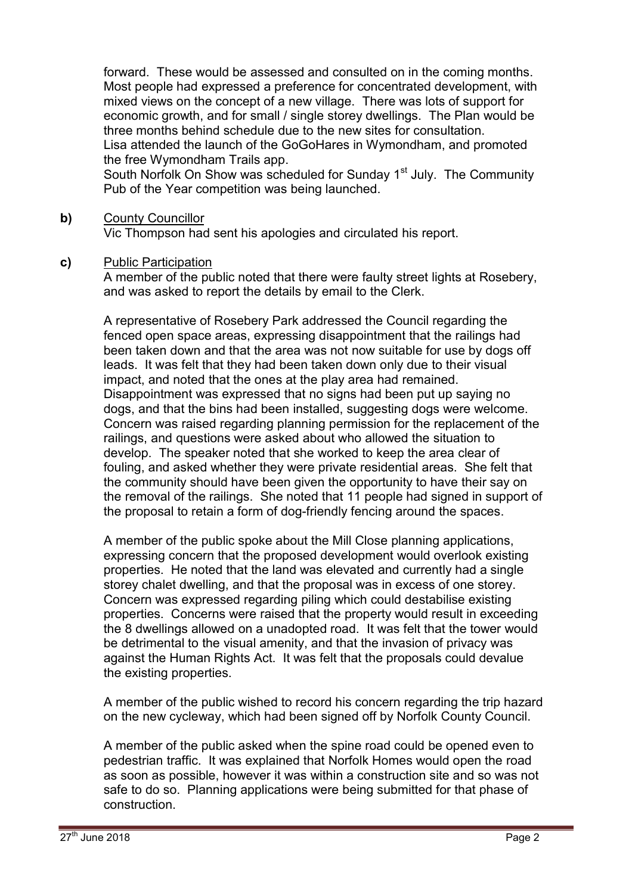forward. These would be assessed and consulted on in the coming months. Most people had expressed a preference for concentrated development, with mixed views on the concept of a new village. There was lots of support for economic growth, and for small / single storey dwellings. The Plan would be three months behind schedule due to the new sites for consultation.
Lisa attended the launch of the GoGoHares in Wymondham, and promoted the free Wymondham Trails app.
South Norfolk On Show was scheduled for Sunday 1st July. The Community Pub of the Year competition was being launched.

**b)** County Councillor
Vic Thompson had sent his apologies and circulated his report.

**c)** Public Participation
A member of the public noted that there were faulty street lights at Rosebery, and was asked to report the details by email to the Clerk.

A representative of Rosebery Park addressed the Council regarding the fenced open space areas, expressing disappointment that the railings had been taken down and that the area was not now suitable for use by dogs off leads. It was felt that they had been taken down only due to their visual impact, and noted that the ones at the play area had remained. Disappointment was expressed that no signs had been put up saying no dogs, and that the bins had been installed, suggesting dogs were welcome. Concern was raised regarding planning permission for the replacement of the railings, and questions were asked about who allowed the situation to develop. The speaker noted that she worked to keep the area clear of fouling, and asked whether they were private residential areas. She felt that the community should have been given the opportunity to have their say on the removal of the railings. She noted that 11 people had signed in support of the proposal to retain a form of dog-friendly fencing around the spaces.

A member of the public spoke about the Mill Close planning applications, expressing concern that the proposed development would overlook existing properties. He noted that the land was elevated and currently had a single storey chalet dwelling, and that the proposal was in excess of one storey. Concern was expressed regarding piling which could destabilise existing properties. Concerns were raised that the property would result in exceeding the 8 dwellings allowed on a unadopted road. It was felt that the tower would be detrimental to the visual amenity, and that the invasion of privacy was against the Human Rights Act. It was felt that the proposals could devalue the existing properties.

A member of the public wished to record his concern regarding the trip hazard on the new cycleway, which had been signed off by Norfolk County Council.

A member of the public asked when the spine road could be opened even to pedestrian traffic. It was explained that Norfolk Homes would open the road as soon as possible, however it was within a construction site and so was not safe to do so. Planning applications were being submitted for that phase of construction.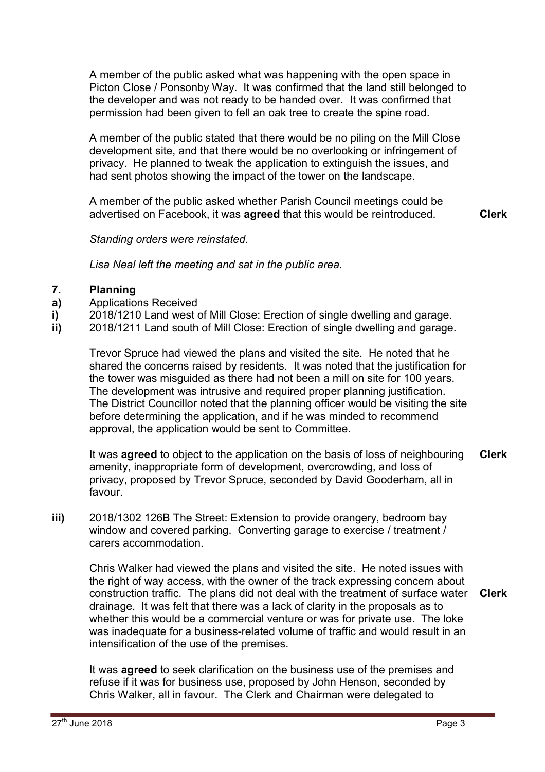A member of the public asked what was happening with the open space in Picton Close / Ponsonby Way. It was confirmed that the land still belonged to the developer and was not ready to be handed over. It was confirmed that permission had been given to fell an oak tree to create the spine road.

A member of the public stated that there would be no piling on the Mill Close development site, and that there would be no overlooking or infringement of privacy. He planned to tweak the application to extinguish the issues, and had sent photos showing the impact of the tower on the landscape.

A member of the public asked whether Parish Council meetings could be advertised on Facebook, it was **agreed** that this would be reintroduced. **Clerk**

*Standing orders were reinstated.*

*Lisa Neal left the meeting and sat in the public area.*

## 7. Planning

**a)** Applications Received

**i)** 2018/1210 Land west of Mill Close: Erection of single dwelling and garage.

**ii)** 2018/1211 Land south of Mill Close: Erection of single dwelling and garage.

Trevor Spruce had viewed the plans and visited the site. He noted that he shared the concerns raised by residents. It was noted that the justification for the tower was misguided as there had not been a mill on site for 100 years. The development was intrusive and required proper planning justification. The District Councillor noted that the planning officer would be visiting the site before determining the application, and if he was minded to recommend approval, the application would be sent to Committee.

It was **agreed** to object to the application on the basis of loss of neighbouring amenity, inappropriate form of development, overcrowding, and loss of privacy, proposed by Trevor Spruce, seconded by David Gooderham, all in favour. **Clerk**

**iii)** 2018/1302 126B The Street: Extension to provide orangery, bedroom bay window and covered parking. Converting garage to exercise / treatment / carers accommodation.

Chris Walker had viewed the plans and visited the site. He noted issues with the right of way access, with the owner of the track expressing concern about construction traffic. The plans did not deal with the treatment of surface water drainage. It was felt that there was a lack of clarity in the proposals as to whether this would be a commercial venture or was for private use. The loke was inadequate for a business-related volume of traffic and would result in an intensification of the use of the premises. **Clerk**

It was **agreed** to seek clarification on the business use of the premises and refuse if it was for business use, proposed by John Henson, seconded by Chris Walker, all in favour. The Clerk and Chairman were delegated to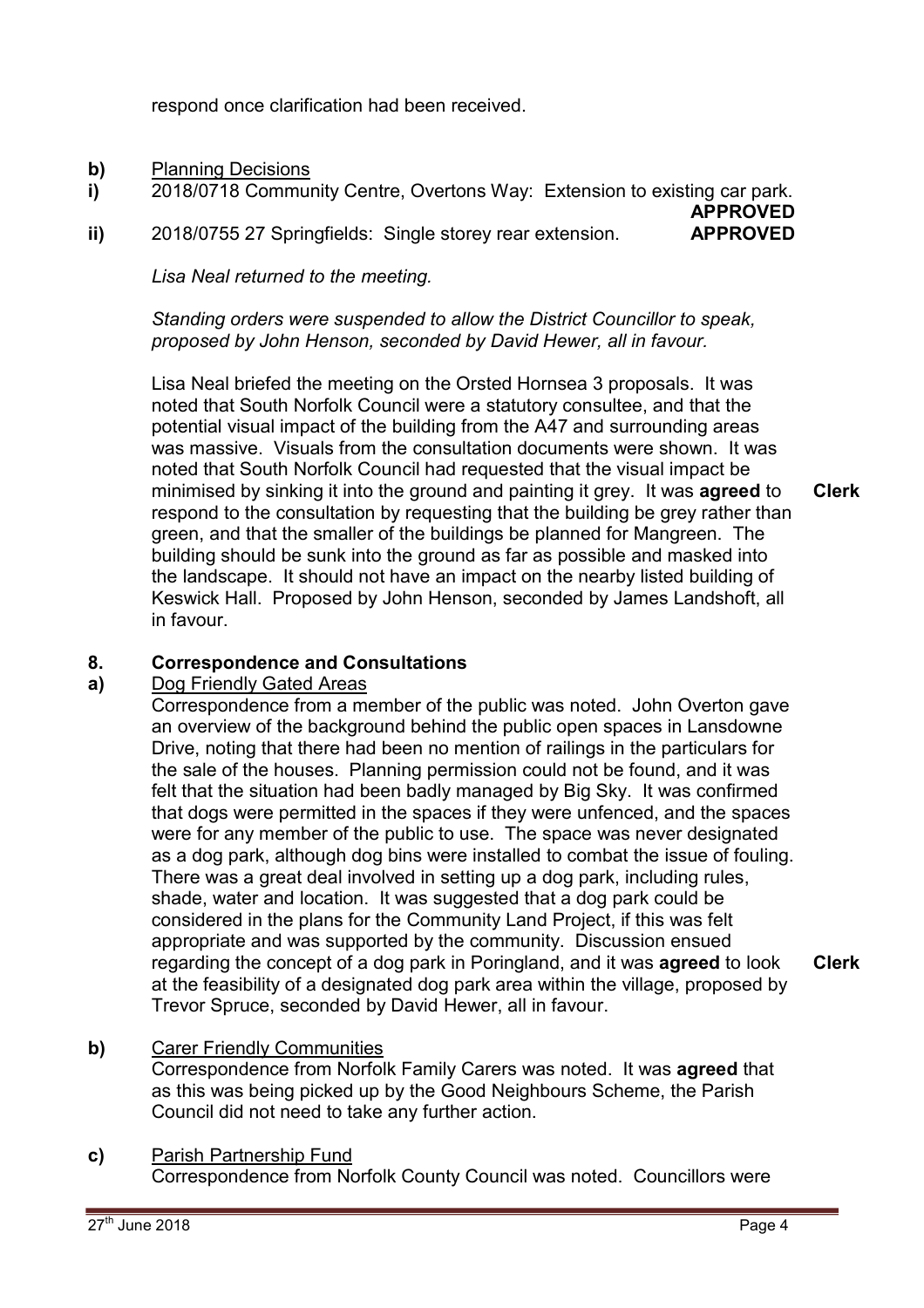respond once clarification had been received.

**b)** Planning Decisions

**i)** 2018/0718 Community Centre, Overtons Way: Extension to existing car park. **APPROVED**

**ii)** 2018/0755 27 Springfields: Single storey rear extension. **APPROVED**

*Lisa Neal returned to the meeting.*

*Standing orders were suspended to allow the District Councillor to speak, proposed by John Henson, seconded by David Hewer, all in favour.*

Lisa Neal briefed the meeting on the Orsted Hornsea 3 proposals. It was noted that South Norfolk Council were a statutory consultee, and that the potential visual impact of the building from the A47 and surrounding areas was massive. Visuals from the consultation documents were shown. It was noted that South Norfolk Council had requested that the visual impact be minimised by sinking it into the ground and painting it grey. It was **agreed** to respond to the consultation by requesting that the building be grey rather than green, and that the smaller of the buildings be planned for Mangreen. The building should be sunk into the ground as far as possible and masked into the landscape. It should not have an impact on the nearby listed building of Keswick Hall. Proposed by John Henson, seconded by James Landshoft, all in favour. **Clerk**

## 8. Correspondence and Consultations

**a)** Dog Friendly Gated Areas

Correspondence from a member of the public was noted. John Overton gave an overview of the background behind the public open spaces in Lansdowne Drive, noting that there had been no mention of railings in the particulars for the sale of the houses. Planning permission could not be found, and it was felt that the situation had been badly managed by Big Sky. It was confirmed that dogs were permitted in the spaces if they were unfenced, and the spaces were for any member of the public to use. The space was never designated as a dog park, although dog bins were installed to combat the issue of fouling. There was a great deal involved in setting up a dog park, including rules, shade, water and location. It was suggested that a dog park could be considered in the plans for the Community Land Project, if this was felt appropriate and was supported by the community. Discussion ensued regarding the concept of a dog park in Poringland, and it was **agreed** to look at the feasibility of a designated dog park area within the village, proposed by Trevor Spruce, seconded by David Hewer, all in favour. **Clerk**

**b)** Carer Friendly Communities

Correspondence from Norfolk Family Carers was noted. It was **agreed** that as this was being picked up by the Good Neighbours Scheme, the Parish Council did not need to take any further action.

**c)** Parish Partnership Fund

Correspondence from Norfolk County Council was noted. Councillors were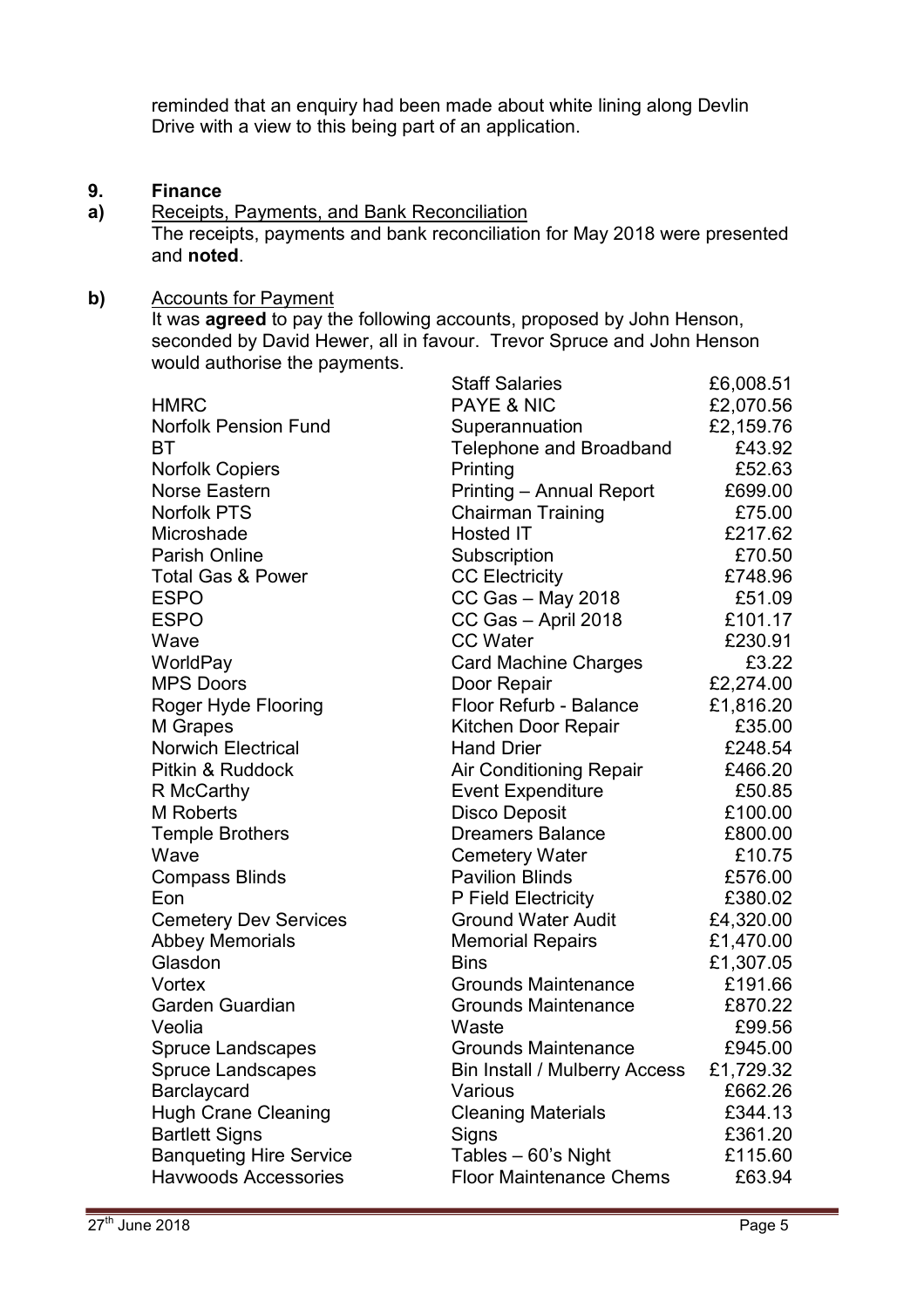reminded that an enquiry had been made about white lining along Devlin Drive with a view to this being part of an application.

## 9. Finance

**a)** Receipts, Payments, and Bank Reconciliation

The receipts, payments and bank reconciliation for May 2018 were presented and **noted**.

**b)** Accounts for Payment

It was **agreed** to pay the following accounts, proposed by John Henson, seconded by David Hewer, all in favour. Trevor Spruce and John Henson would authorise the payments.

| | | |
|---|---|---|
| | Staff Salaries | £6,008.51 |
| HMRC | PAYE & NIC | £2,070.56 |
| Norfolk Pension Fund | Superannuation | £2,159.76 |
| BT | Telephone and Broadband | £43.92 |
| Norfolk Copiers | Printing | £52.63 |
| Norse Eastern | Printing – Annual Report | £699.00 |
| Norfolk PTS | Chairman Training | £75.00 |
| Microshade | Hosted IT | £217.62 |
| Parish Online | Subscription | £70.50 |
| Total Gas & Power | CC Electricity | £748.96 |
| ESPO | CC Gas – May 2018 | £51.09 |
| ESPO | CC Gas – April 2018 | £101.17 |
| Wave | CC Water | £230.91 |
| WorldPay | Card Machine Charges | £3.22 |
| MPS Doors | Door Repair | £2,274.00 |
| Roger Hyde Flooring | Floor Refurb - Balance | £1,816.20 |
| M Grapes | Kitchen Door Repair | £35.00 |
| Norwich Electrical | Hand Drier | £248.54 |
| Pitkin & Ruddock | Air Conditioning Repair | £466.20 |
| R McCarthy | Event Expenditure | £50.85 |
| M Roberts | Disco Deposit | £100.00 |
| Temple Brothers | Dreamers Balance | £800.00 |
| Wave | Cemetery Water | £10.75 |
| Compass Blinds | Pavilion Blinds | £576.00 |
| Eon | P Field Electricity | £380.02 |
| Cemetery Dev Services | Ground Water Audit | £4,320.00 |
| Abbey Memorials | Memorial Repairs | £1,470.00 |
| Glasdon | Bins | £1,307.05 |
| Vortex | Grounds Maintenance | £191.66 |
| Garden Guardian | Grounds Maintenance | £870.22 |
| Veolia | Waste | £99.56 |
| Spruce Landscapes | Grounds Maintenance | £945.00 |
| Spruce Landscapes | Bin Install / Mulberry Access | £1,729.32 |
| Barclaycard | Various | £662.26 |
| Hugh Crane Cleaning | Cleaning Materials | £344.13 |
| Bartlett Signs | Signs | £361.20 |
| Banqueting Hire Service | Tables – 60's Night | £115.60 |
| Havwoods Accessories | Floor Maintenance Chems | £63.94 |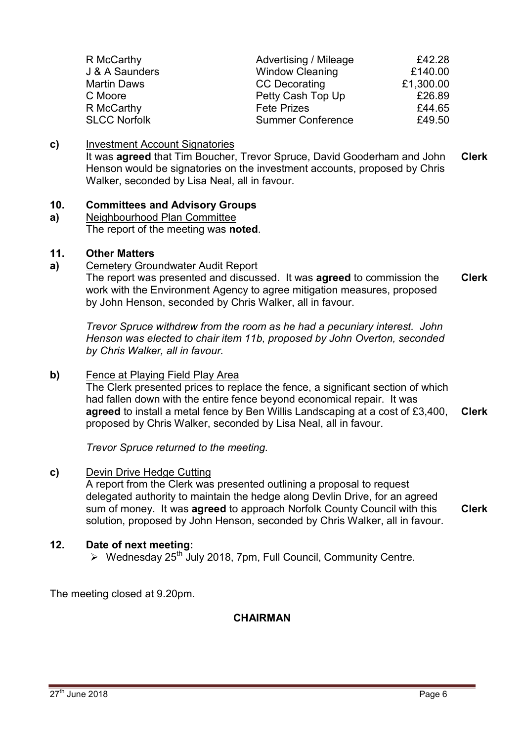| | | |
|---|---|---|
| R McCarthy | Advertising / Mileage | £42.28 |
| J & A Saunders | Window Cleaning | £140.00 |
| Martin Daws | CC Decorating | £1,300.00 |
| C Moore | Petty Cash Top Up | £26.89 |
| R McCarthy | Fete Prizes | £44.65 |
| SLCC Norfolk | Summer Conference | £49.50 |

**c)** Investment Account Signatories
It was **agreed** that Tim Boucher, Trevor Spruce, David Gooderham and John Henson would be signatories on the investment accounts, proposed by Chris Walker, seconded by Lisa Neal, all in favour. **Clerk**

## 10. Committees and Advisory Groups

**a)** Neighbourhood Plan Committee
The report of the meeting was **noted**.

## 11. Other Matters

**a)** Cemetery Groundwater Audit Report
The report was presented and discussed. It was **agreed** to commission the work with the Environment Agency to agree mitigation measures, proposed by John Henson, seconded by Chris Walker, all in favour. **Clerk**

*Trevor Spruce withdrew from the room as he had a pecuniary interest. John Henson was elected to chair item 11b, proposed by John Overton, seconded by Chris Walker, all in favour.*

**b)** Fence at Playing Field Play Area
The Clerk presented prices to replace the fence, a significant section of which had fallen down with the entire fence beyond economical repair. It was **agreed** to install a metal fence by Ben Willis Landscaping at a cost of £3,400, proposed by Chris Walker, seconded by Lisa Neal, all in favour. **Clerk**

*Trevor Spruce returned to the meeting.*

**c)** Devin Drive Hedge Cutting
A report from the Clerk was presented outlining a proposal to request delegated authority to maintain the hedge along Devlin Drive, for an agreed sum of money. It was **agreed** to approach Norfolk County Council with this solution, proposed by John Henson, seconded by Chris Walker, all in favour. **Clerk**

## 12. Date of next meeting:

- Wednesday 25th July 2018, 7pm, Full Council, Community Centre.

The meeting closed at 9.20pm.

**CHAIRMAN**